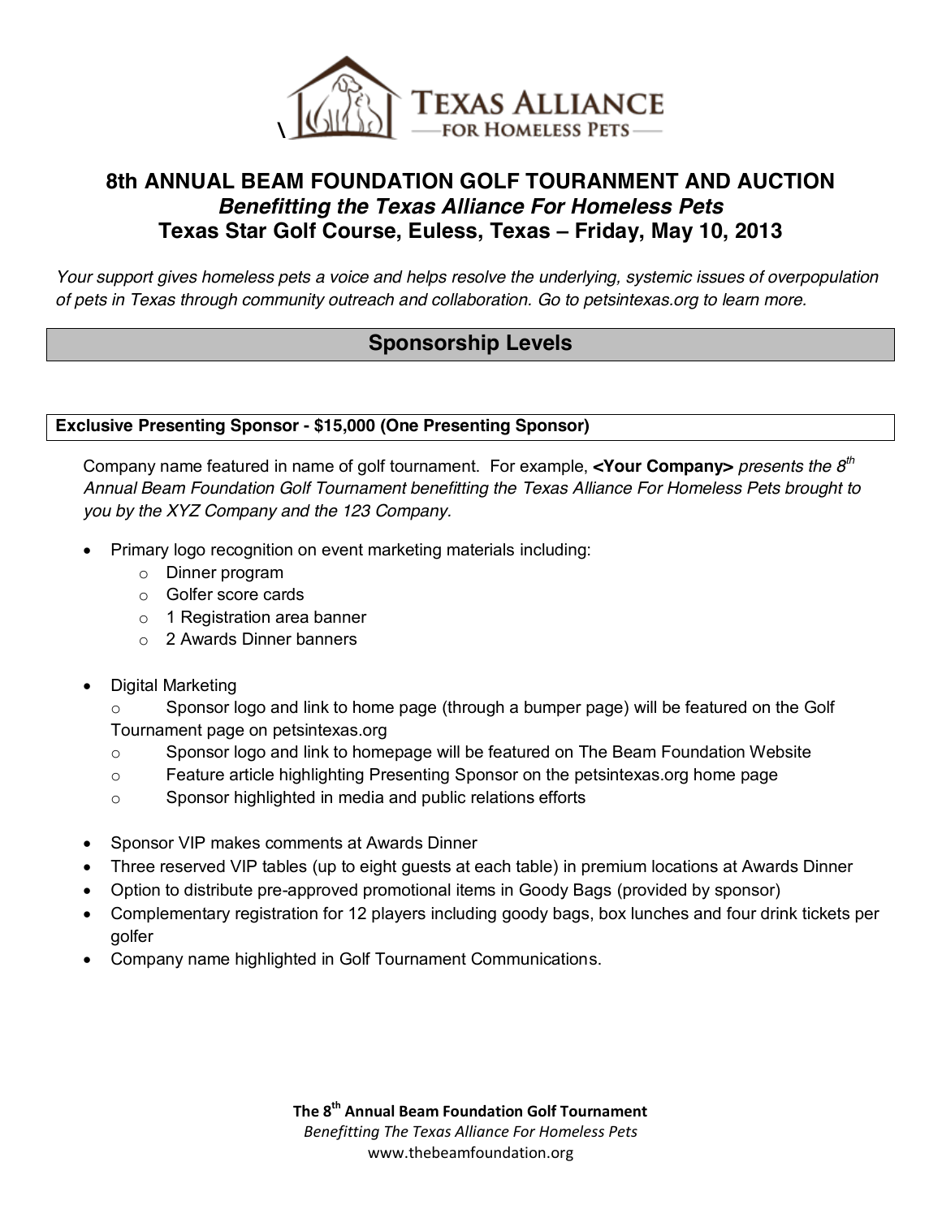# 8th ANNUAL BEAM FOUNDATION GOLF TOURNAMENT AND AUCTION

## *Benefitting the Texas Alliance For Homeless Pets*

## Texas Star Golf Course, Euless, Texas – Friday, May 10, 2013

*Your support gives homeless pets a voice and helps resolve the underlying, systemic issues of overpopulation of pets in Texas through community outreach and collaboration. Go to petsintexas.org to learn more.*

## Sponsorship Levels

### Exclusive Presenting Sponsor - $15,000 (One Presenting Sponsor)

Company name featured in name of golf tournament. For example, **<Your Company>** *presents the 8th Annual Beam Foundation Golf Tournament benefitting the Texas Alliance For Homeless Pets brought to you by the XYZ Company and the 123 Company.*

- Primary logo recognition on event marketing materials including:
  - Dinner program
  - Golfer score cards
  - 1 Registration area banner
  - 2 Awards Dinner banners

- Digital Marketing
  - Sponsor logo and link to home page (through a bumper page) will be featured on the Golf Tournament page on petsintexas.org
  - Sponsor logo and link to homepage will be featured on The Beam Foundation Website
  - Feature article highlighting Presenting Sponsor on the petsintexas.org home page
  - Sponsor highlighted in media and public relations efforts

- Sponsor VIP makes comments at Awards Dinner
- Three reserved VIP tables (up to eight guests at each table) in premium locations at Awards Dinner
- Option to distribute pre-approved promotional items in Goody Bags (provided by sponsor)
- Complementary registration for 12 players including goody bags, box lunches and four drink tickets per golfer
- Company name highlighted in Golf Tournament Communications.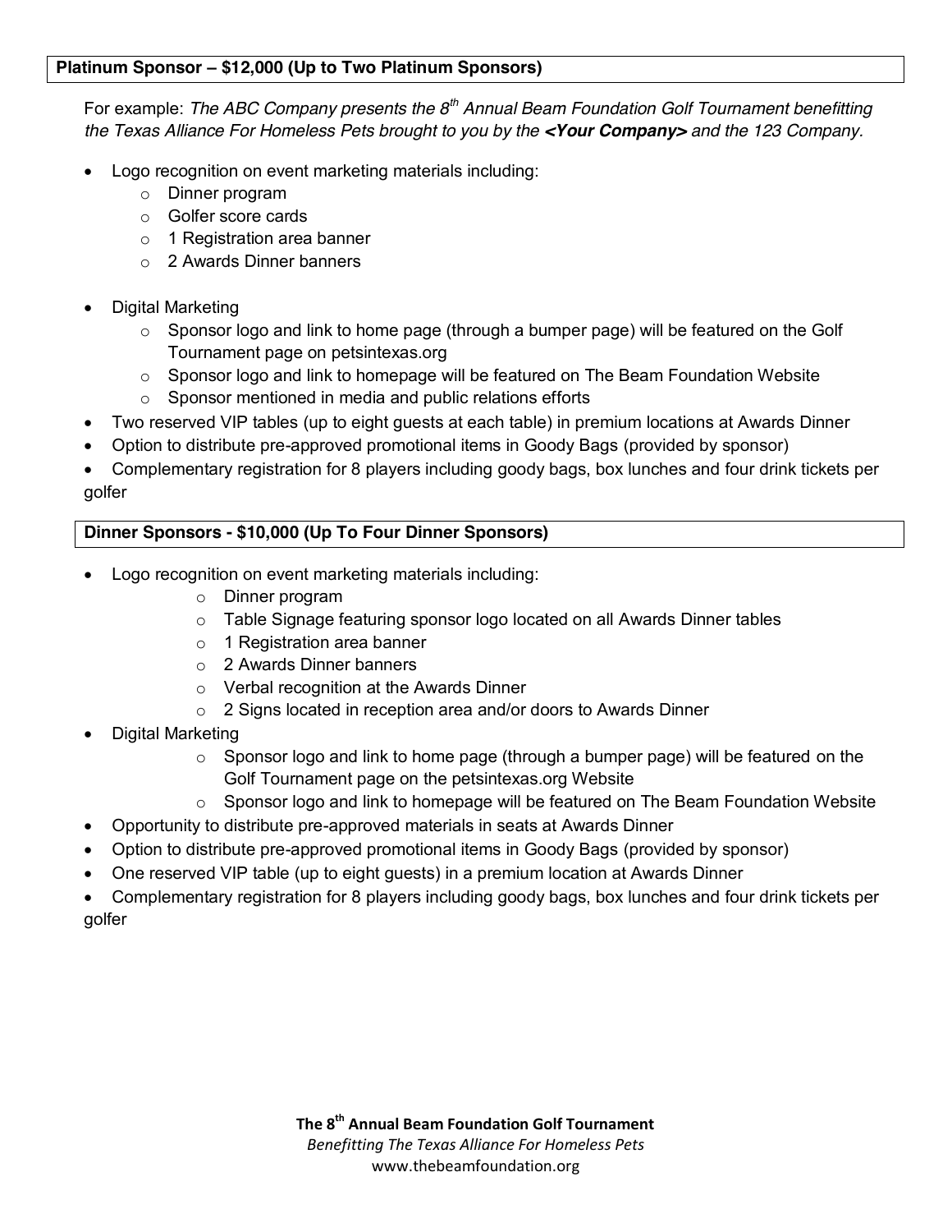**Platinum Sponsor – $12,000 (Up to Two Platinum Sponsors)**

For example: *The ABC Company presents the 8th Annual Beam Foundation Golf Tournament benefitting the Texas Alliance For Homeless Pets brought to you by the* ***<Your Company>*** *and the 123 Company.*

- Logo recognition on event marketing materials including:
  - Dinner program
  - Golfer score cards
  - 1 Registration area banner
  - 2 Awards Dinner banners
- Digital Marketing
  - Sponsor logo and link to home page (through a bumper page) will be featured on the Golf Tournament page on petsintexas.org
  - Sponsor logo and link to homepage will be featured on The Beam Foundation Website
  - Sponsor mentioned in media and public relations efforts
- Two reserved VIP tables (up to eight guests at each table) in premium locations at Awards Dinner
- Option to distribute pre-approved promotional items in Goody Bags (provided by sponsor)
- Complementary registration for 8 players including goody bags, box lunches and four drink tickets per golfer

**Dinner Sponsors - $10,000 (Up To Four Dinner Sponsors)**

- Logo recognition on event marketing materials including:
  - Dinner program
  - Table Signage featuring sponsor logo located on all Awards Dinner tables
  - 1 Registration area banner
  - 2 Awards Dinner banners
  - Verbal recognition at the Awards Dinner
  - 2 Signs located in reception area and/or doors to Awards Dinner
- Digital Marketing
  - Sponsor logo and link to home page (through a bumper page) will be featured on the Golf Tournament page on the petsintexas.org Website
  - Sponsor logo and link to homepage will be featured on The Beam Foundation Website
- Opportunity to distribute pre-approved materials in seats at Awards Dinner
- Option to distribute pre-approved promotional items in Goody Bags (provided by sponsor)
- One reserved VIP table (up to eight guests) in a premium location at Awards Dinner
- Complementary registration for 8 players including goody bags, box lunches and four drink tickets per golfer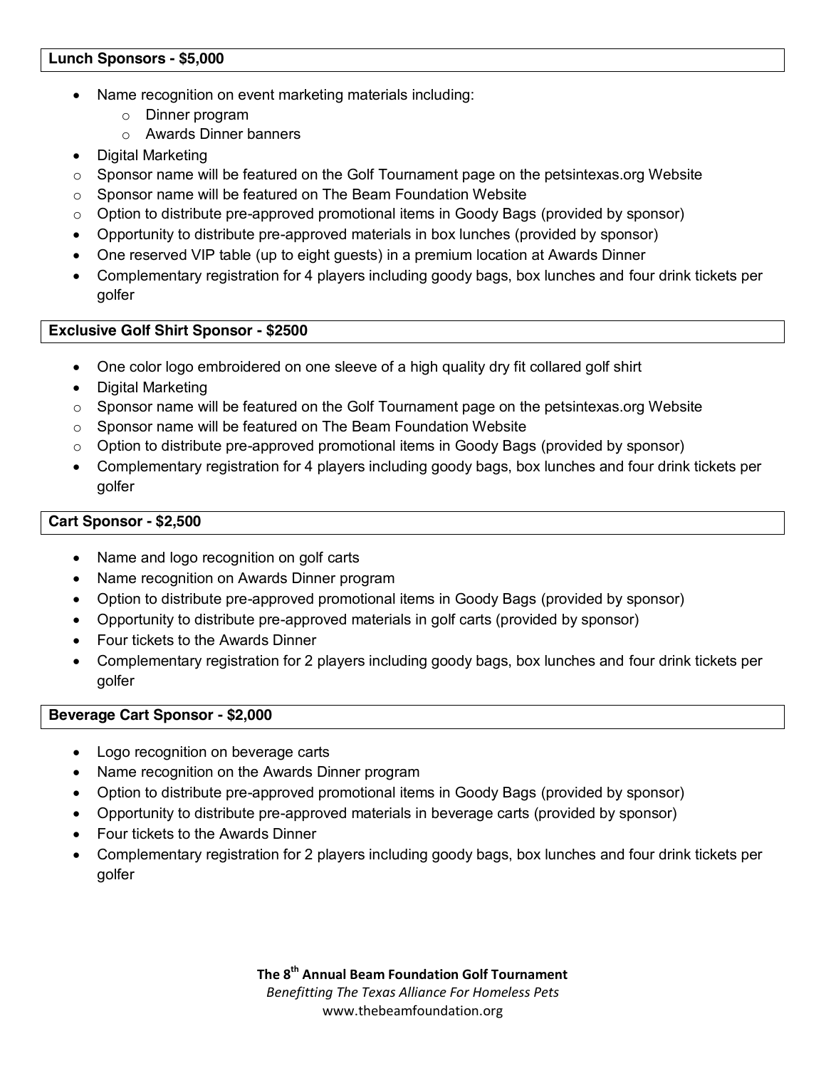**Lunch Sponsors - $5,000**

- Name recognition on event marketing materials including:
  - Dinner program
  - Awards Dinner banners
- Digital Marketing
- Sponsor name will be featured on the Golf Tournament page on the petsintexas.org Website
- Sponsor name will be featured on The Beam Foundation Website
- Option to distribute pre-approved promotional items in Goody Bags (provided by sponsor)
- Opportunity to distribute pre-approved materials in box lunches (provided by sponsor)
- One reserved VIP table (up to eight guests) in a premium location at Awards Dinner
- Complementary registration for 4 players including goody bags, box lunches and four drink tickets per golfer

**Exclusive Golf Shirt Sponsor - $2500**

- One color logo embroidered on one sleeve of a high quality dry fit collared golf shirt
- Digital Marketing
- Sponsor name will be featured on the Golf Tournament page on the petsintexas.org Website
- Sponsor name will be featured on The Beam Foundation Website
- Option to distribute pre-approved promotional items in Goody Bags (provided by sponsor)
- Complementary registration for 4 players including goody bags, box lunches and four drink tickets per golfer

**Cart Sponsor - $2,500**

- Name and logo recognition on golf carts
- Name recognition on Awards Dinner program
- Option to distribute pre-approved promotional items in Goody Bags (provided by sponsor)
- Opportunity to distribute pre-approved materials in golf carts (provided by sponsor)
- Four tickets to the Awards Dinner
- Complementary registration for 2 players including goody bags, box lunches and four drink tickets per golfer

**Beverage Cart Sponsor - $2,000**

- Logo recognition on beverage carts
- Name recognition on the Awards Dinner program
- Option to distribute pre-approved promotional items in Goody Bags (provided by sponsor)
- Opportunity to distribute pre-approved materials in beverage carts (provided by sponsor)
- Four tickets to the Awards Dinner
- Complementary registration for 2 players including goody bags, box lunches and four drink tickets per golfer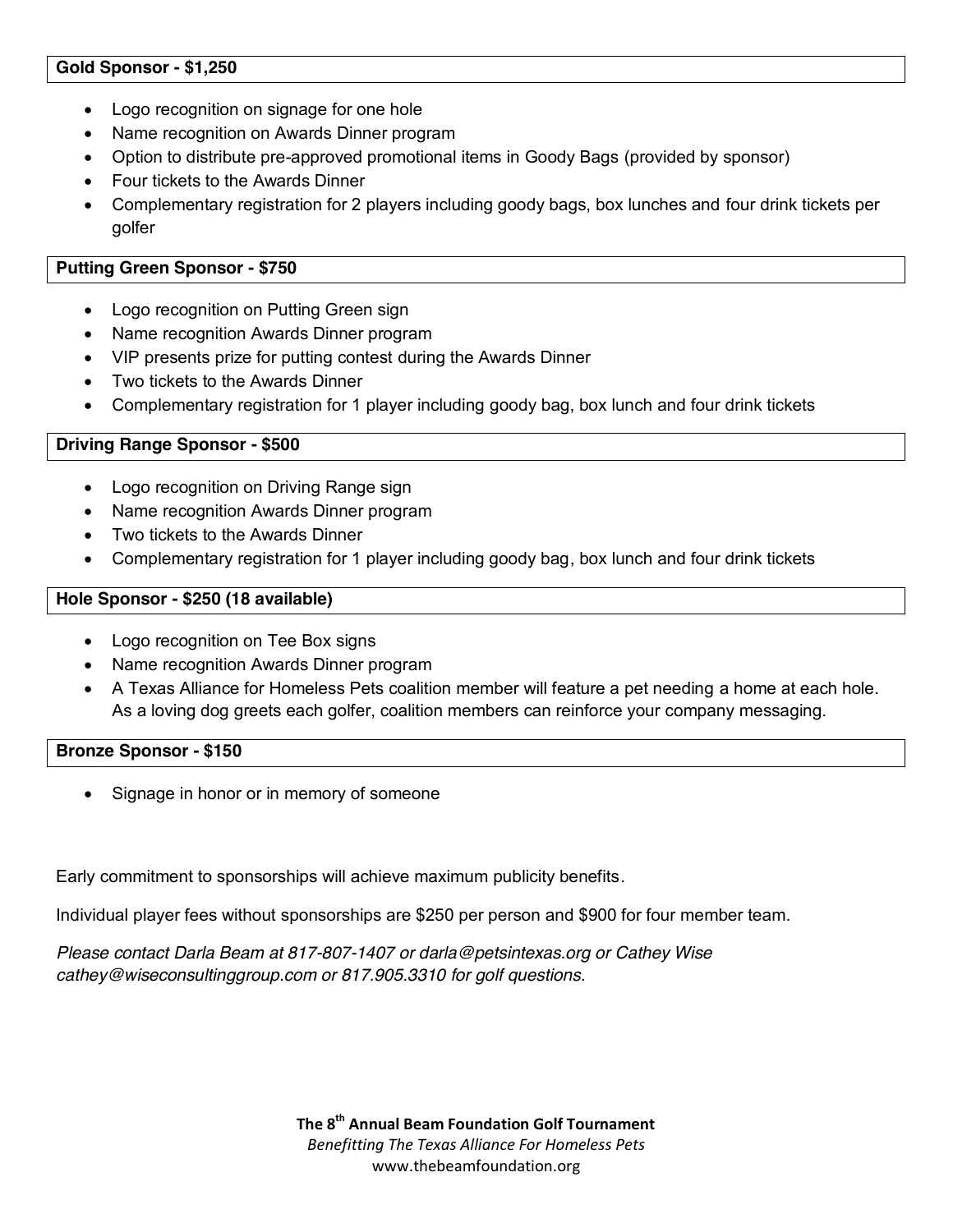**Gold Sponsor - $1,250**

- Logo recognition on signage for one hole
- Name recognition on Awards Dinner program
- Option to distribute pre-approved promotional items in Goody Bags (provided by sponsor)
- Four tickets to the Awards Dinner
- Complementary registration for 2 players including goody bags, box lunches and four drink tickets per golfer

**Putting Green Sponsor - $750**

- Logo recognition on Putting Green sign
- Name recognition Awards Dinner program
- VIP presents prize for putting contest during the Awards Dinner
- Two tickets to the Awards Dinner
- Complementary registration for 1 player including goody bag, box lunch and four drink tickets

**Driving Range Sponsor - $500**

- Logo recognition on Driving Range sign
- Name recognition Awards Dinner program
- Two tickets to the Awards Dinner
- Complementary registration for 1 player including goody bag, box lunch and four drink tickets

**Hole Sponsor - $250 (18 available)**

- Logo recognition on Tee Box signs
- Name recognition Awards Dinner program
- A Texas Alliance for Homeless Pets coalition member will feature a pet needing a home at each hole. As a loving dog greets each golfer, coalition members can reinforce your company messaging.

**Bronze Sponsor - $150**

- Signage in honor or in memory of someone

Early commitment to sponsorships will achieve maximum publicity benefits.

Individual player fees without sponsorships are $250 per person and $900 for four member team.

*Please contact Darla Beam at 817-807-1407 or darla@petsintexas.org or Cathey Wise cathey@wiseconsultinggroup.com or 817.905.3310 for golf questions.*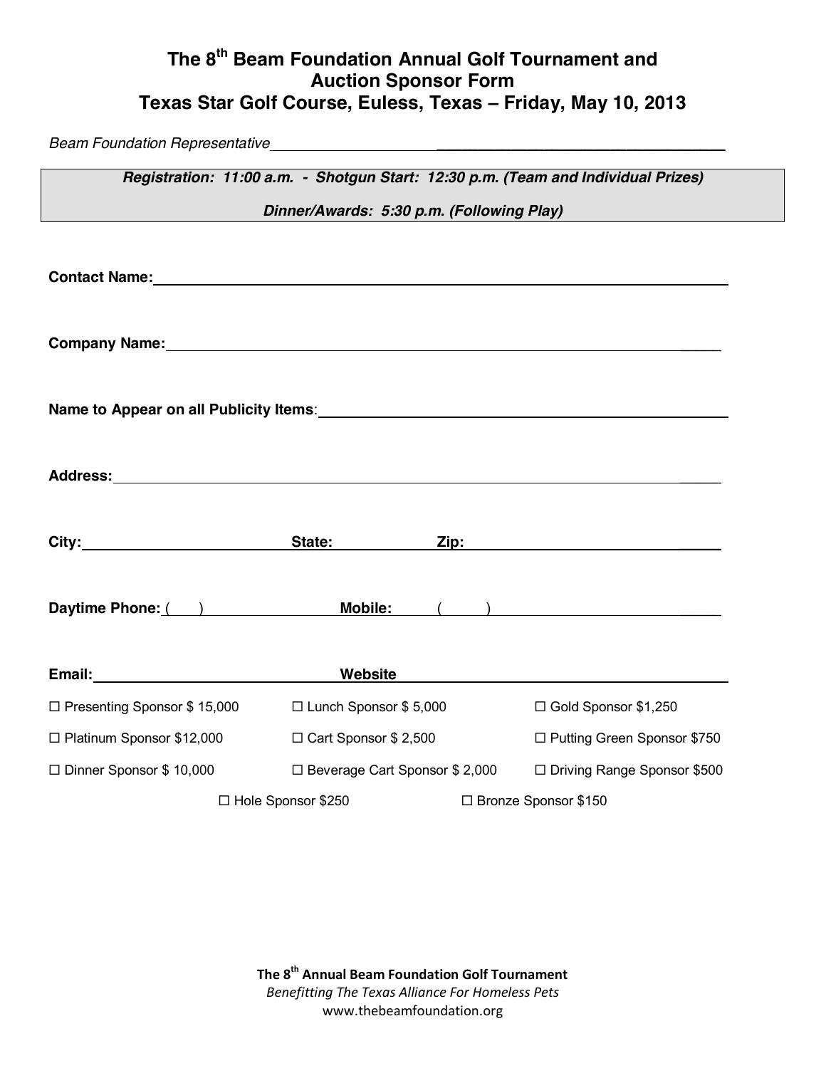# The 8th Beam Foundation Annual Golf Tournament and Auction Sponsor Form
# Texas Star Golf Course, Euless, Texas – Friday, May 10, 2013

*Beam Foundation Representative*______________________________________

***Registration: 11:00 a.m. - Shotgun Start: 12:30 p.m. (Team and Individual Prizes)***

***Dinner/Awards: 5:30 p.m. (Following Play)***

**Contact Name:**______________________________________

**Company Name:**______________________________________

**Name to Appear on all Publicity Items**:______________________________________

**Address:**______________________________________

**City:**____________________ **State:**__________ **Zip:**____________________

**Daytime Phone:** ( )____________ **Mobile:** ( )____________________

**Email:**____________________ **Website**____________________

☐ Presenting Sponsor $ 15,000 ☐ Lunch Sponsor $ 5,000 ☐ Gold Sponsor $1,250

☐ Platinum Sponsor $12,000 ☐ Cart Sponsor $ 2,500 ☐ Putting Green Sponsor $750

☐ Dinner Sponsor $ 10,000 ☐ Beverage Cart Sponsor $ 2,000 ☐ Driving Range Sponsor $500

☐ Hole Sponsor $250 ☐ Bronze Sponsor $150

**The 8th Annual Beam Foundation Golf Tournament**

*Benefitting The Texas Alliance For Homeless Pets*

www.thebeamfoundation.org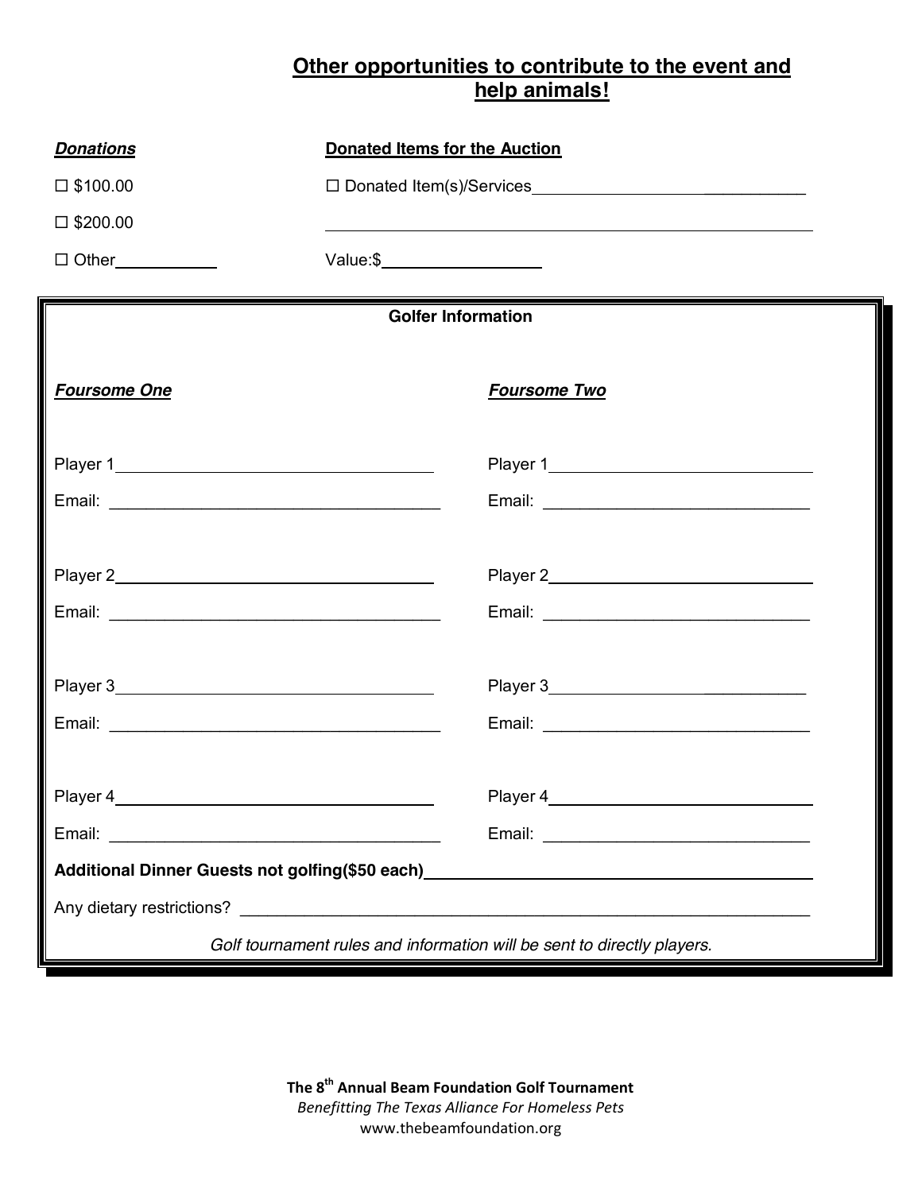## Other opportunities to contribute to the event and help animals!

***Donations***

☐ $100.00

☐ $200.00

☐ Other___________

**Donated Items for the Auction**

☐ Donated Item(s)/Services______________________________

______________________________________________________

Value:$_________________

**Golfer Information**

***Foursome One***

Player 1___________________________________

Email: ____________________________________

Player 2___________________________________

Email: ____________________________________

Player 3___________________________________

Email: ____________________________________

Player 4___________________________________

Email: ____________________________________

***Foursome Two***

Player 1_____________________________

Email: ______________________________

Player 2_____________________________

Email: ______________________________

Player 3_____________________________

Email: ______________________________

Player 4_____________________________

Email: ______________________________

**Additional Dinner Guests not golfing($50 each)**_______________________________________

Any dietary restrictions? _____________________________________________________________

*Golf tournament rules and information will be sent to directly players.*

**The 8th Annual Beam Foundation Golf Tournament**

*Benefitting The Texas Alliance For Homeless Pets*

www.thebeamfoundation.org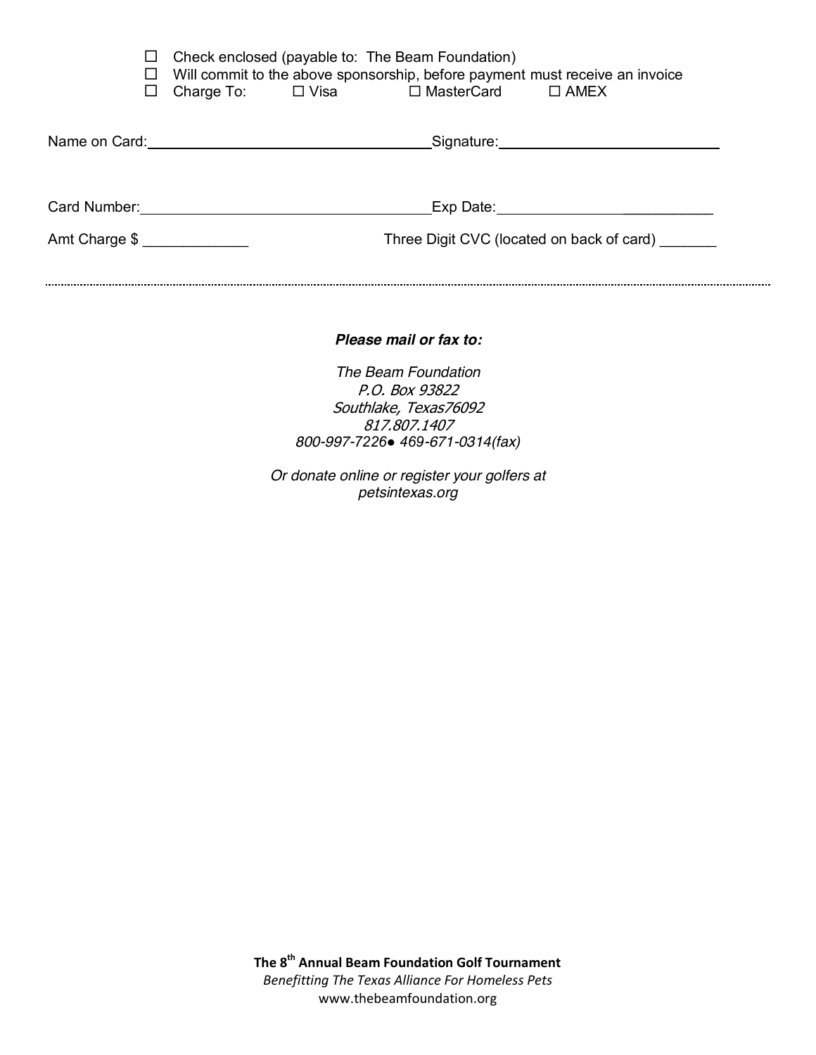- ☐ Check enclosed (payable to: The Beam Foundation)
- ☐ Will commit to the above sponsorship, before payment must receive an invoice
- ☐ Charge To: ☐ Visa ☐ MasterCard ☐ AMEX

Name on Card: ____________________________________ Signature: ____________________________

Card Number: ____________________________________ Exp Date: __________________________

Amt Charge $ _____________ Three Digit CVC (located on back of card) _______

---

***Please mail or fax to:***

*The Beam Foundation*
*P.O. Box 93822*
*Southlake, Texas76092*
*817.807.1407*
*800-997-7226● 469-671-0314(fax)*

*Or donate online or register your golfers at*
*petsintexas.org*

**The 8th Annual Beam Foundation Golf Tournament**
*Benefitting The Texas Alliance For Homeless Pets*
www.thebeamfoundation.org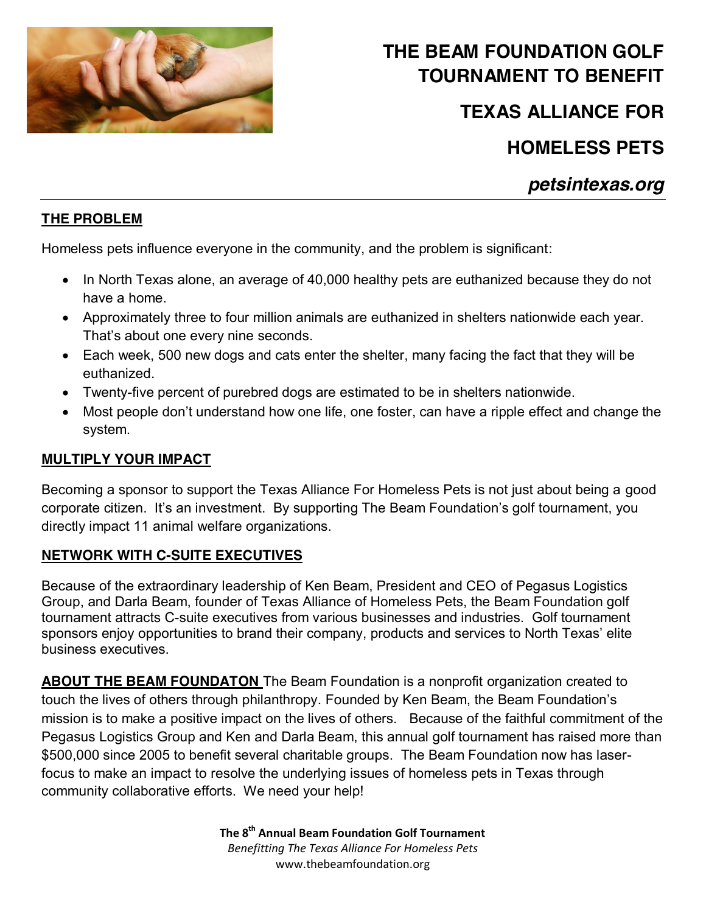# THE BEAM FOUNDATION GOLF TOURNAMENT TO BENEFIT

# TEXAS ALLIANCE FOR HOMELESS PETS

***petsintexas.org***

## THE PROBLEM

Homeless pets influence everyone in the community, and the problem is significant:

- In North Texas alone, an average of 40,000 healthy pets are euthanized because they do not have a home.
- Approximately three to four million animals are euthanized in shelters nationwide each year. That's about one every nine seconds.
- Each week, 500 new dogs and cats enter the shelter, many facing the fact that they will be euthanized.
- Twenty-five percent of purebred dogs are estimated to be in shelters nationwide.
- Most people don't understand how one life, one foster, can have a ripple effect and change the system.

## MULTIPLY YOUR IMPACT

Becoming a sponsor to support the Texas Alliance For Homeless Pets is not just about being a good corporate citizen. It's an investment. By supporting The Beam Foundation's golf tournament, you directly impact 11 animal welfare organizations.

## NETWORK WITH C-SUITE EXECUTIVES

Because of the extraordinary leadership of Ken Beam, President and CEO of Pegasus Logistics Group, and Darla Beam, founder of Texas Alliance of Homeless Pets, the Beam Foundation golf tournament attracts C-suite executives from various businesses and industries. Golf tournament sponsors enjoy opportunities to brand their company, products and services to North Texas' elite business executives.

**ABOUT THE BEAM FOUNDATON** The Beam Foundation is a nonprofit organization created to touch the lives of others through philanthropy. Founded by Ken Beam, the Beam Foundation's mission is to make a positive impact on the lives of others. Because of the faithful commitment of the Pegasus Logistics Group and Ken and Darla Beam, this annual golf tournament has raised more than $500,000 since 2005 to benefit several charitable groups. The Beam Foundation now has laser-focus to make an impact to resolve the underlying issues of homeless pets in Texas through community collaborative efforts. We need your help!

**The 8th Annual Beam Foundation Golf Tournament**
*Benefitting The Texas Alliance For Homeless Pets*
www.thebeamfoundation.org